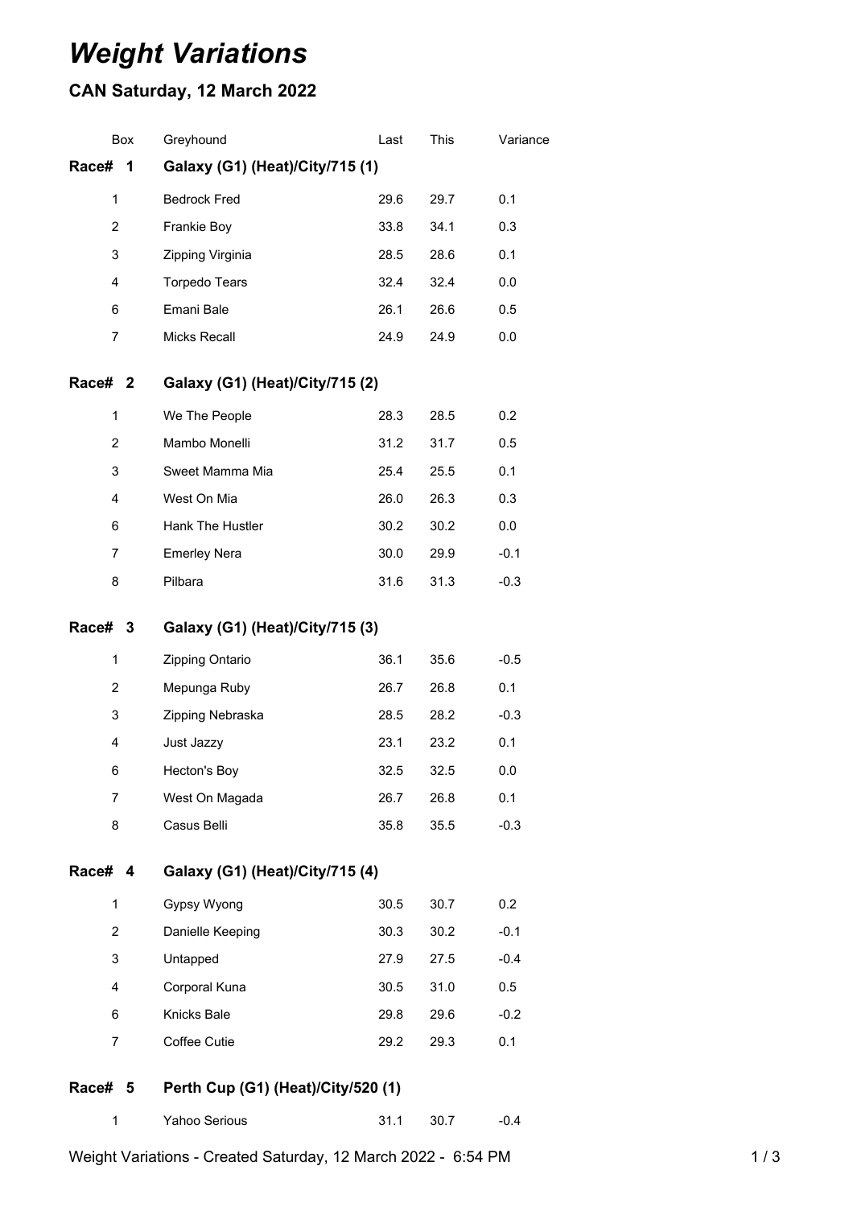# *Weight Variations*

## CAN Saturday, 12 March 2022

| Box | Greyhound | Last | This | Variance |
|---|---|---|---|---|
| **Race# 1** | **Galaxy (G1) (Heat)/City/715 (1)** | | | |
| 1 | Bedrock Fred | 29.6 | 29.7 | 0.1 |
| 2 | Frankie Boy | 33.8 | 34.1 | 0.3 |
| 3 | Zipping Virginia | 28.5 | 28.6 | 0.1 |
| 4 | Torpedo Tears | 32.4 | 32.4 | 0.0 |
| 6 | Emani Bale | 26.1 | 26.6 | 0.5 |
| 7 | Micks Recall | 24.9 | 24.9 | 0.0 |
| **Race# 2** | **Galaxy (G1) (Heat)/City/715 (2)** | | | |
| 1 | We The People | 28.3 | 28.5 | 0.2 |
| 2 | Mambo Monelli | 31.2 | 31.7 | 0.5 |
| 3 | Sweet Mamma Mia | 25.4 | 25.5 | 0.1 |
| 4 | West On Mia | 26.0 | 26.3 | 0.3 |
| 6 | Hank The Hustler | 30.2 | 30.2 | 0.0 |
| 7 | Emerley Nera | 30.0 | 29.9 | -0.1 |
| 8 | Pilbara | 31.6 | 31.3 | -0.3 |
| **Race# 3** | **Galaxy (G1) (Heat)/City/715 (3)** | | | |
| 1 | Zipping Ontario | 36.1 | 35.6 | -0.5 |
| 2 | Mepunga Ruby | 26.7 | 26.8 | 0.1 |
| 3 | Zipping Nebraska | 28.5 | 28.2 | -0.3 |
| 4 | Just Jazzy | 23.1 | 23.2 | 0.1 |
| 6 | Hecton's Boy | 32.5 | 32.5 | 0.0 |
| 7 | West On Magada | 26.7 | 26.8 | 0.1 |
| 8 | Casus Belli | 35.8 | 35.5 | -0.3 |
| **Race# 4** | **Galaxy (G1) (Heat)/City/715 (4)** | | | |
| 1 | Gypsy Wyong | 30.5 | 30.7 | 0.2 |
| 2 | Danielle Keeping | 30.3 | 30.2 | -0.1 |
| 3 | Untapped | 27.9 | 27.5 | -0.4 |
| 4 | Corporal Kuna | 30.5 | 31.0 | 0.5 |
| 6 | Knicks Bale | 29.8 | 29.6 | -0.2 |
| 7 | Coffee Cutie | 29.2 | 29.3 | 0.1 |
| **Race# 5** | **Perth Cup (G1) (Heat)/City/520 (1)** | | | |
| 1 | Yahoo Serious | 31.1 | 30.7 | -0.4 |

Weight Variations - Created Saturday, 12 March 2022 - 6:54 PM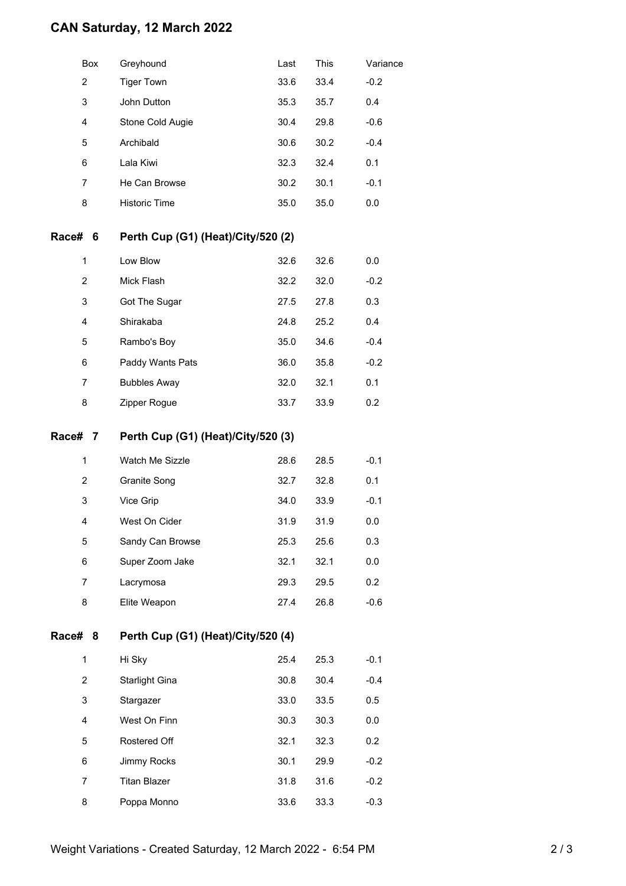# CAN Saturday, 12 March 2022

| Box | Greyhound | Last | This | Variance |
|---|---|---|---|---|
| 2 | Tiger Town | 33.6 | 33.4 | -0.2 |
| 3 | John Dutton | 35.3 | 35.7 | 0.4 |
| 4 | Stone Cold Augie | 30.4 | 29.8 | -0.6 |
| 5 | Archibald | 30.6 | 30.2 | -0.4 |
| 6 | Lala Kiwi | 32.3 | 32.4 | 0.1 |
| 7 | He Can Browse | 30.2 | 30.1 | -0.1 |
| 8 | Historic Time | 35.0 | 35.0 | 0.0 |

## Race# 6 Perth Cup (G1) (Heat)/City/520 (2)

| Box | Greyhound | Last | This | Variance |
|---|---|---|---|---|
| 1 | Low Blow | 32.6 | 32.6 | 0.0 |
| 2 | Mick Flash | 32.2 | 32.0 | -0.2 |
| 3 | Got The Sugar | 27.5 | 27.8 | 0.3 |
| 4 | Shirakaba | 24.8 | 25.2 | 0.4 |
| 5 | Rambo's Boy | 35.0 | 34.6 | -0.4 |
| 6 | Paddy Wants Pats | 36.0 | 35.8 | -0.2 |
| 7 | Bubbles Away | 32.0 | 32.1 | 0.1 |
| 8 | Zipper Rogue | 33.7 | 33.9 | 0.2 |

## Race# 7 Perth Cup (G1) (Heat)/City/520 (3)

| Box | Greyhound | Last | This | Variance |
|---|---|---|---|---|
| 1 | Watch Me Sizzle | 28.6 | 28.5 | -0.1 |
| 2 | Granite Song | 32.7 | 32.8 | 0.1 |
| 3 | Vice Grip | 34.0 | 33.9 | -0.1 |
| 4 | West On Cider | 31.9 | 31.9 | 0.0 |
| 5 | Sandy Can Browse | 25.3 | 25.6 | 0.3 |
| 6 | Super Zoom Jake | 32.1 | 32.1 | 0.0 |
| 7 | Lacrymosa | 29.3 | 29.5 | 0.2 |
| 8 | Elite Weapon | 27.4 | 26.8 | -0.6 |

## Race# 8 Perth Cup (G1) (Heat)/City/520 (4)

| Box | Greyhound | Last | This | Variance |
|---|---|---|---|---|
| 1 | Hi Sky | 25.4 | 25.3 | -0.1 |
| 2 | Starlight Gina | 30.8 | 30.4 | -0.4 |
| 3 | Stargazer | 33.0 | 33.5 | 0.5 |
| 4 | West On Finn | 30.3 | 30.3 | 0.0 |
| 5 | Rostered Off | 32.1 | 32.3 | 0.2 |
| 6 | Jimmy Rocks | 30.1 | 29.9 | -0.2 |
| 7 | Titan Blazer | 31.8 | 31.6 | -0.2 |
| 8 | Poppa Monno | 33.6 | 33.3 | -0.3 |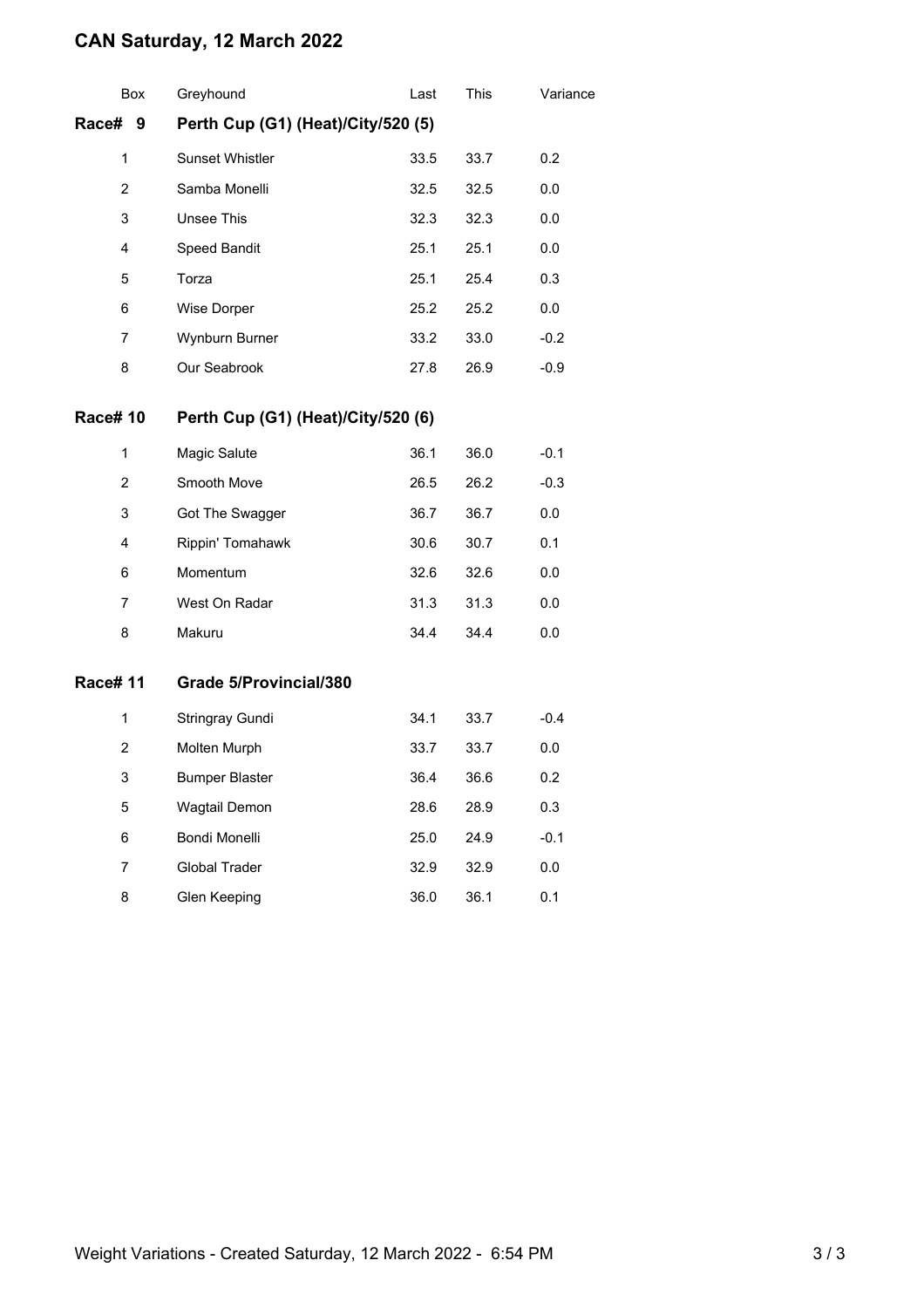# CAN Saturday, 12 March 2022

| Box | Greyhound | Last | This | Variance |
|---|---|---|---|---|
| **Race# 9** | **Perth Cup (G1) (Heat)/City/520 (5)** | | | |
| 1 | Sunset Whistler | 33.5 | 33.7 | 0.2 |
| 2 | Samba Monelli | 32.5 | 32.5 | 0.0 |
| 3 | Unsee This | 32.3 | 32.3 | 0.0 |
| 4 | Speed Bandit | 25.1 | 25.1 | 0.0 |
| 5 | Torza | 25.1 | 25.4 | 0.3 |
| 6 | Wise Dorper | 25.2 | 25.2 | 0.0 |
| 7 | Wynburn Burner | 33.2 | 33.0 | -0.2 |
| 8 | Our Seabrook | 27.8 | 26.9 | -0.9 |
| **Race# 10** | **Perth Cup (G1) (Heat)/City/520 (6)** | | | |
| 1 | Magic Salute | 36.1 | 36.0 | -0.1 |
| 2 | Smooth Move | 26.5 | 26.2 | -0.3 |
| 3 | Got The Swagger | 36.7 | 36.7 | 0.0 |
| 4 | Rippin' Tomahawk | 30.6 | 30.7 | 0.1 |
| 6 | Momentum | 32.6 | 32.6 | 0.0 |
| 7 | West On Radar | 31.3 | 31.3 | 0.0 |
| 8 | Makuru | 34.4 | 34.4 | 0.0 |
| **Race# 11** | **Grade 5/Provincial/380** | | | |
| 1 | Stringray Gundi | 34.1 | 33.7 | -0.4 |
| 2 | Molten Murph | 33.7 | 33.7 | 0.0 |
| 3 | Bumper Blaster | 36.4 | 36.6 | 0.2 |
| 5 | Wagtail Demon | 28.6 | 28.9 | 0.3 |
| 6 | Bondi Monelli | 25.0 | 24.9 | -0.1 |
| 7 | Global Trader | 32.9 | 32.9 | 0.0 |
| 8 | Glen Keeping | 36.0 | 36.1 | 0.1 |

Weight Variations - Created Saturday, 12 March 2022 - 6:54 PM